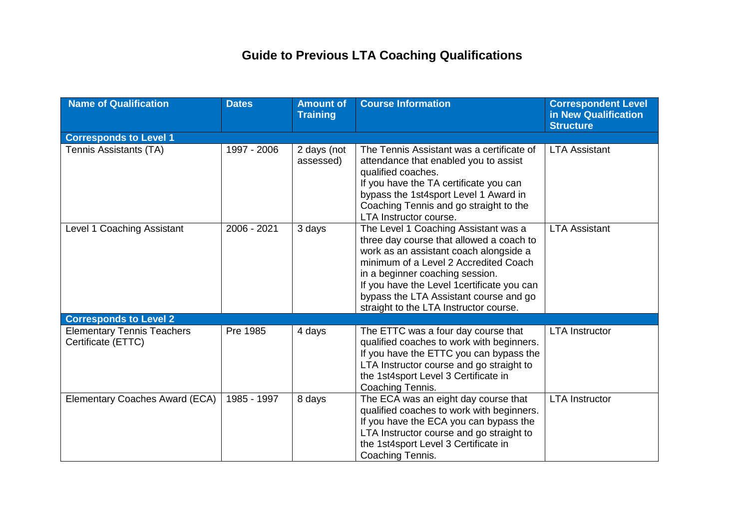# Guide to Previous LTA Coaching Qualifications

| Name of Qualification | Dates | Amount of Training | Course Information | Correspondent Level in New Qualification Structure |
|---|---|---|---|---|
| **Corresponds to Level 1** | | | | |
| Tennis Assistants (TA) | 1997 - 2006 | 2 days (not assessed) | The Tennis Assistant was a certificate of attendance that enabled you to assist qualified coaches. If you have the TA certificate you can bypass the 1st4sport Level 1 Award in Coaching Tennis and go straight to the LTA Instructor course. | LTA Assistant |
| Level 1 Coaching Assistant | 2006 - 2021 | 3 days | The Level 1 Coaching Assistant was a three day course that allowed a coach to work as an assistant coach alongside a minimum of a Level 2 Accredited Coach in a beginner coaching session. If you have the Level 1certificate you can bypass the LTA Assistant course and go straight to the LTA Instructor course. | LTA Assistant |
| **Corresponds to Level 2** | | | | |
| Elementary Tennis Teachers Certificate (ETTC) | Pre 1985 | 4 days | The ETTC was a four day course that qualified coaches to work with beginners. If you have the ETTC you can bypass the LTA Instructor course and go straight to the 1st4sport Level 3 Certificate in Coaching Tennis. | LTA Instructor |
| Elementary Coaches Award (ECA) | 1985 - 1997 | 8 days | The ECA was an eight day course that qualified coaches to work with beginners. If you have the ECA you can bypass the LTA Instructor course and go straight to the 1st4sport Level 3 Certificate in Coaching Tennis. | LTA Instructor |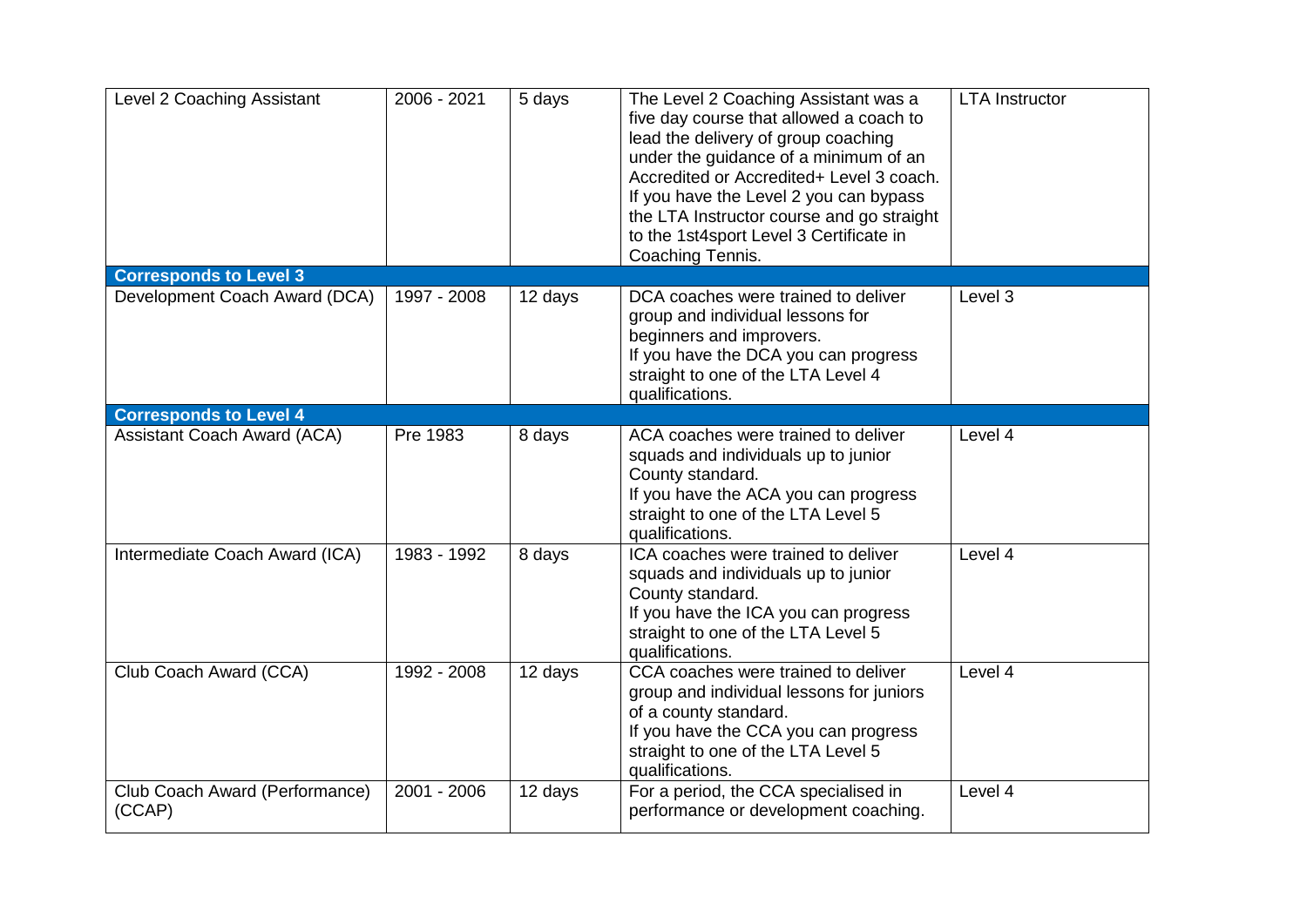| | | | | |
|---|---|---|---|---|
| Level 2 Coaching Assistant | 2006 - 2021 | 5 days | The Level 2 Coaching Assistant was a five day course that allowed a coach to lead the delivery of group coaching under the guidance of a minimum of an Accredited or Accredited+ Level 3 coach. If you have the Level 2 you can bypass the LTA Instructor course and go straight to the 1st4sport Level 3 Certificate in Coaching Tennis. | LTA Instructor |
| **Corresponds to Level 3** | | | | |
| Development Coach Award (DCA) | 1997 - 2008 | 12 days | DCA coaches were trained to deliver group and individual lessons for beginners and improvers.<br>If you have the DCA you can progress straight to one of the LTA Level 4 qualifications. | Level 3 |
| **Corresponds to Level 4** | | | | |
| Assistant Coach Award (ACA) | Pre 1983 | 8 days | ACA coaches were trained to deliver squads and individuals up to junior County standard.<br>If you have the ACA you can progress straight to one of the LTA Level 5 qualifications. | Level 4 |
| Intermediate Coach Award (ICA) | 1983 - 1992 | 8 days | ICA coaches were trained to deliver squads and individuals up to junior County standard.<br>If you have the ICA you can progress straight to one of the LTA Level 5 qualifications. | Level 4 |
| Club Coach Award (CCA) | 1992 - 2008 | 12 days | CCA coaches were trained to deliver group and individual lessons for juniors of a county standard.<br>If you have the CCA you can progress straight to one of the LTA Level 5 qualifications. | Level 4 |
| Club Coach Award (Performance) (CCAP) | 2001 - 2006 | 12 days | For a period, the CCA specialised in performance or development coaching. | Level 4 |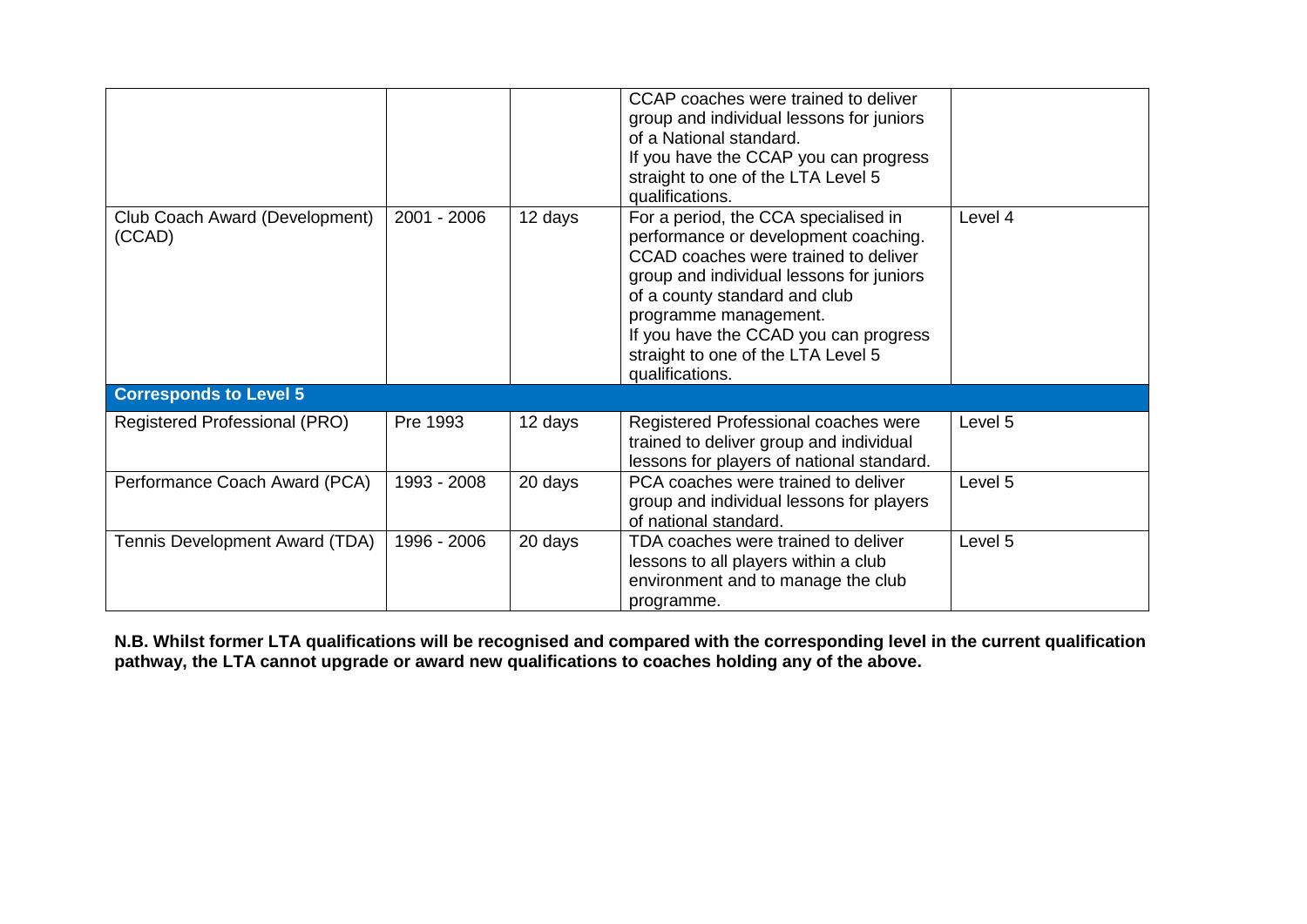| | | | | |
|---|---|---|---|---|
| | | | CCAP coaches were trained to deliver group and individual lessons for juniors of a National standard. If you have the CCAP you can progress straight to one of the LTA Level 5 qualifications. | |
| Club Coach Award (Development) (CCAD) | 2001 - 2006 | 12 days | For a period, the CCA specialised in performance or development coaching. CCAD coaches were trained to deliver group and individual lessons for juniors of a county standard and club programme management. If you have the CCAD you can progress straight to one of the LTA Level 5 qualifications. | Level 4 |
| **Corresponds to Level 5** | | | | |
| Registered Professional (PRO) | Pre 1993 | 12 days | Registered Professional coaches were trained to deliver group and individual lessons for players of national standard. | Level 5 |
| Performance Coach Award (PCA) | 1993 - 2008 | 20 days | PCA coaches were trained to deliver group and individual lessons for players of national standard. | Level 5 |
| Tennis Development Award (TDA) | 1996 - 2006 | 20 days | TDA coaches were trained to deliver lessons to all players within a club environment and to manage the club programme. | Level 5 |

**N.B. Whilst former LTA qualifications will be recognised and compared with the corresponding level in the current qualification pathway, the LTA cannot upgrade or award new qualifications to coaches holding any of the above.**